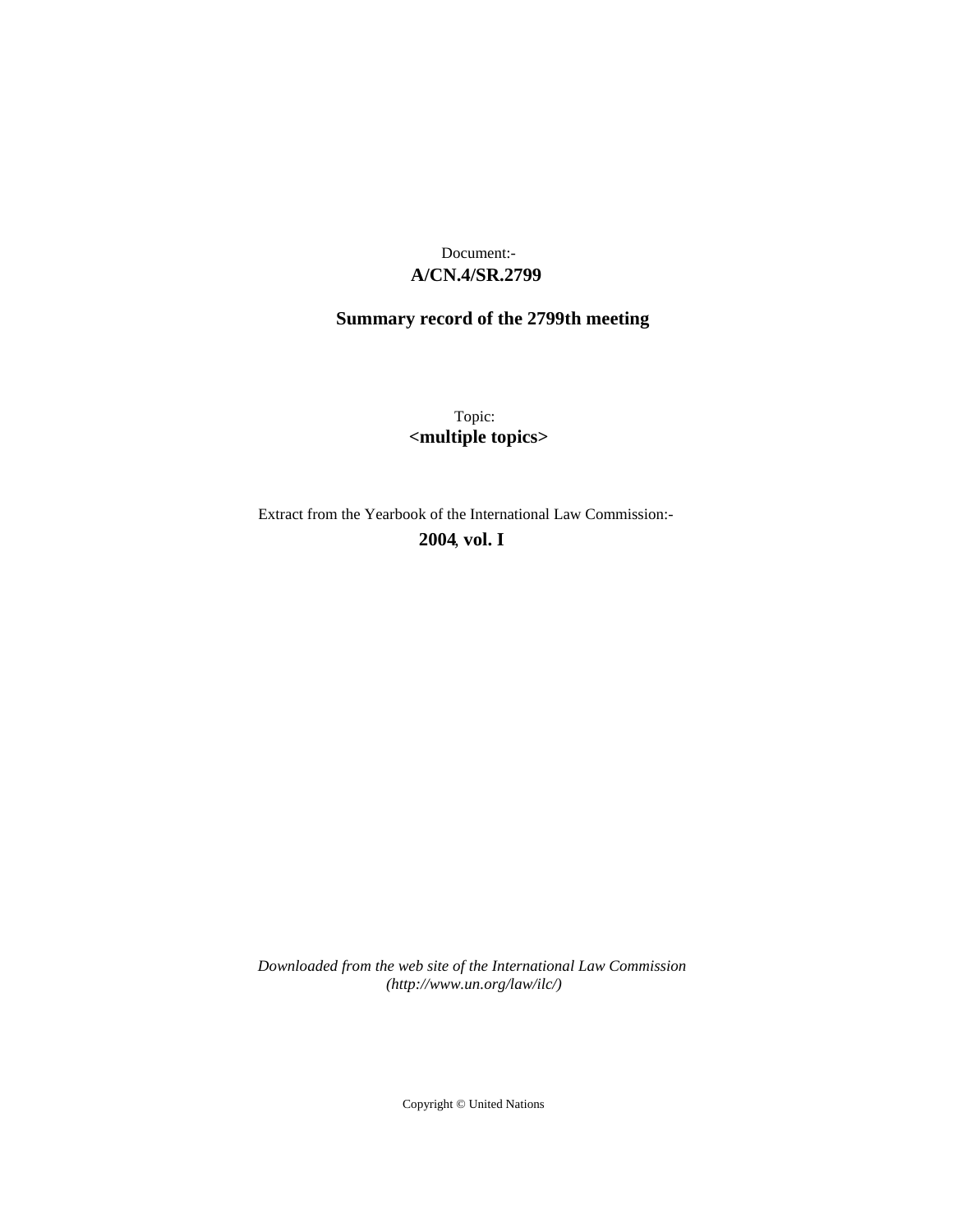Document:-
**A/CN.4/SR.2799**

**Summary record of the 2799th meeting**

Topic:
**<multiple topics>**

Extract from the Yearbook of the International Law Commission:-
**2004, vol. I**

*Downloaded from the web site of the International Law Commission (http://www.un.org/law/ilc/)*

Copyright © United Nations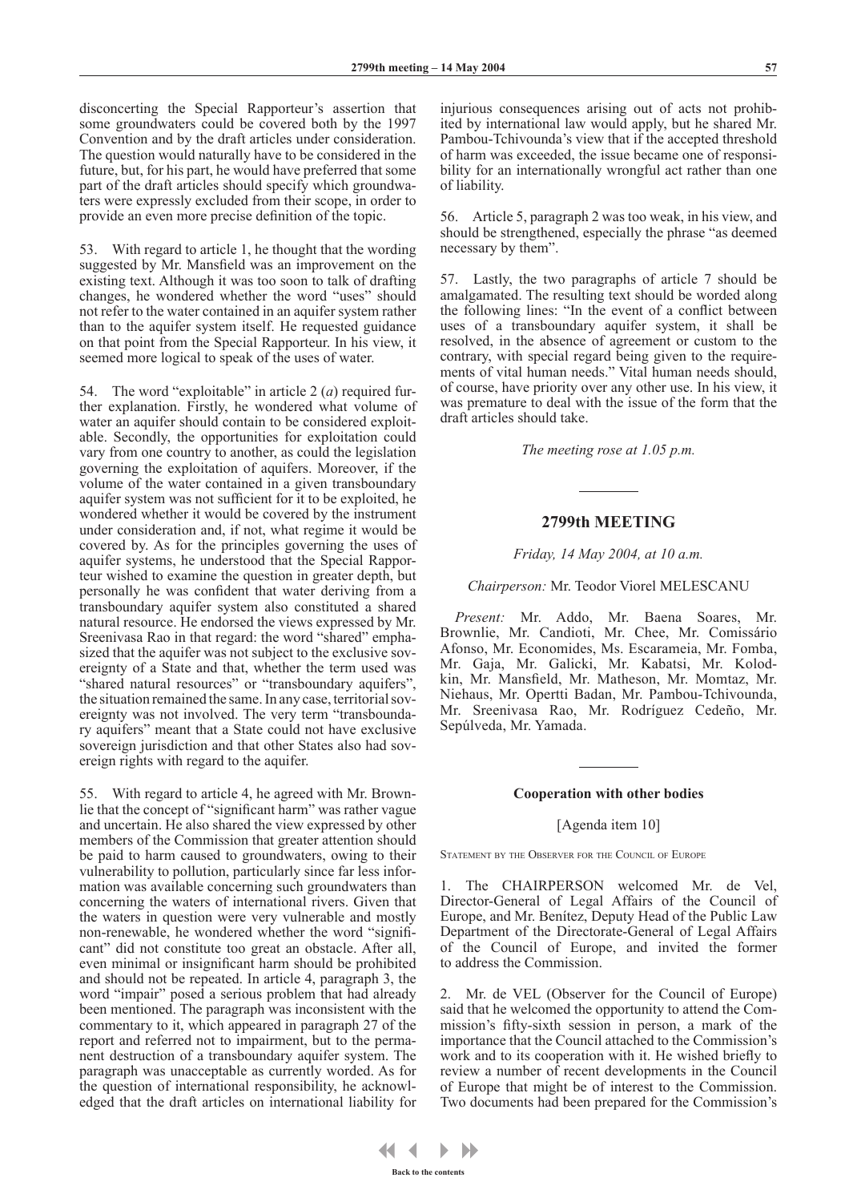disconcerting the Special Rapporteur's assertion that some groundwaters could be covered both by the 1997 Convention and by the draft articles under consideration. The question would naturally have to be considered in the future, but, for his part, he would have preferred that some part of the draft articles should specify which groundwaters were expressly excluded from their scope, in order to provide an even more precise definition of the topic.

53. With regard to article 1, he thought that the wording suggested by Mr. Mansfield was an improvement on the existing text. Although it was too soon to talk of drafting changes, he wondered whether the word "uses" should not refer to the water contained in an aquifer system rather than to the aquifer system itself. He requested guidance on that point from the Special Rapporteur. In his view, it seemed more logical to speak of the uses of water.

54. The word "exploitable" in article 2 (*a*) required further explanation. Firstly, he wondered what volume of water an aquifer should contain to be considered exploitable. Secondly, the opportunities for exploitation could vary from one country to another, as could the legislation governing the exploitation of aquifers. Moreover, if the volume of the water contained in a given transboundary aquifer system was not sufficient for it to be exploited, he wondered whether it would be covered by the instrument under consideration and, if not, what regime it would be covered by. As for the principles governing the uses of aquifer systems, he understood that the Special Rapporteur wished to examine the question in greater depth, but personally he was confident that water deriving from a transboundary aquifer system also constituted a shared natural resource. He endorsed the views expressed by Mr. Sreenivasa Rao in that regard: the word "shared" emphasized that the aquifer was not subject to the exclusive sovereignty of a State and that, whether the term used was "shared natural resources" or "transboundary aquifers", the situation remained the same. In any case, territorial sovereignty was not involved. The very term "transboundary aquifers" meant that a State could not have exclusive sovereign jurisdiction and that other States also had sovereign rights with regard to the aquifer.

55. With regard to article 4, he agreed with Mr. Brownlie that the concept of "significant harm" was rather vague and uncertain. He also shared the view expressed by other members of the Commission that greater attention should be paid to harm caused to groundwaters, owing to their vulnerability to pollution, particularly since far less information was available concerning such groundwaters than concerning the waters of international rivers. Given that the waters in question were very vulnerable and mostly non-renewable, he wondered whether the word "significant" did not constitute too great an obstacle. After all, even minimal or insignificant harm should be prohibited and should not be repeated. In article 4, paragraph 3, the word "impair" posed a serious problem that had already been mentioned. The paragraph was inconsistent with the commentary to it, which appeared in paragraph 27 of the report and referred not to impairment, but to the permanent destruction of a transboundary aquifer system. The paragraph was unacceptable as currently worded. As for the question of international responsibility, he acknowledged that the draft articles on international liability for injurious consequences arising out of acts not prohibited by international law would apply, but he shared Mr. Pambou-Tchivounda's view that if the accepted threshold of harm was exceeded, the issue became one of responsibility for an internationally wrongful act rather than one of liability.

56. Article 5, paragraph 2 was too weak, in his view, and should be strengthened, especially the phrase "as deemed necessary by them".

57. Lastly, the two paragraphs of article 7 should be amalgamated. The resulting text should be worded along the following lines: "In the event of a conflict between uses of a transboundary aquifer system, it shall be resolved, in the absence of agreement or custom to the contrary, with special regard being given to the requirements of vital human needs." Vital human needs should, of course, have priority over any other use. In his view, it was premature to deal with the issue of the form that the draft articles should take.

*The meeting rose at 1.05 p.m.*

---

## 2799th MEETING

*Friday, 14 May 2004, at 10 a.m.*

*Chairperson:* Mr. Teodor Viorel MELESCANU

*Present:* Mr. Addo, Mr. Baena Soares, Mr. Brownlie, Mr. Candioti, Mr. Chee, Mr. Comissário Afonso, Mr. Economides, Ms. Escarameia, Mr. Fomba, Mr. Gaja, Mr. Galicki, Mr. Kabatsi, Mr. Kolodkin, Mr. Mansfield, Mr. Matheson, Mr. Momtaz, Mr. Niehaus, Mr. Opertti Badan, Mr. Pambou-Tchivounda, Mr. Sreenivasa Rao, Mr. Rodríguez Cedeño, Mr. Sepúlveda, Mr. Yamada.

---

### Cooperation with other bodies

[Agenda item 10]

Statement by the Observer for the Council of Europe

1. The CHAIRPERSON welcomed Mr. de Vel, Director-General of Legal Affairs of the Council of Europe, and Mr. Benítez, Deputy Head of the Public Law Department of the Directorate-General of Legal Affairs of the Council of Europe, and invited the former to address the Commission.

2. Mr. de VEL (Observer for the Council of Europe) said that he welcomed the opportunity to attend the Commission's fifty-sixth session in person, a mark of the importance that the Council attached to the Commission's work and to its cooperation with it. He wished briefly to review a number of recent developments in the Council of Europe that might be of interest to the Commission. Two documents had been prepared for the Commission's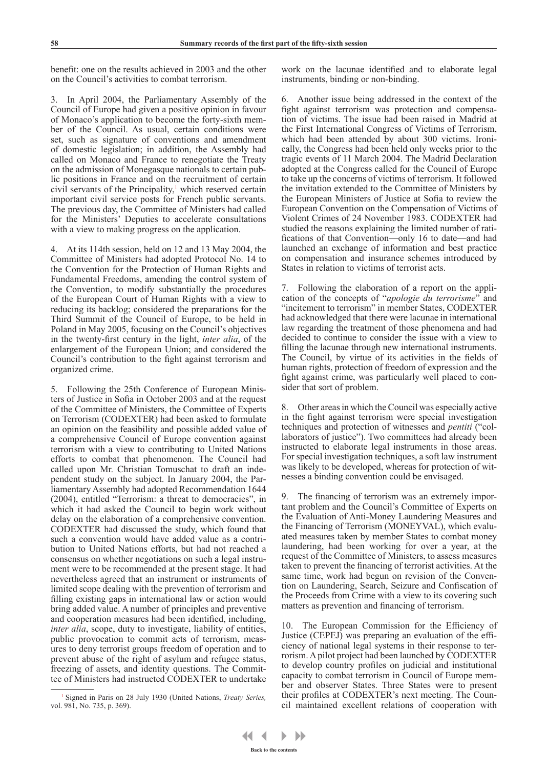benefit: one on the results achieved in 2003 and the other on the Council's activities to combat terrorism.

3. In April 2004, the Parliamentary Assembly of the Council of Europe had given a positive opinion in favour of Monaco's application to become the forty-sixth member of the Council. As usual, certain conditions were set, such as signature of conventions and amendment of domestic legislation; in addition, the Assembly had called on Monaco and France to renegotiate the Treaty on the admission of Monegasque nationals to certain public positions in France and on the recruitment of certain civil servants of the Principality,[1] which reserved certain important civil service posts for French public servants. The previous day, the Committee of Ministers had called for the Ministers' Deputies to accelerate consultations with a view to making progress on the application.

4. At its 114th session, held on 12 and 13 May 2004, the Committee of Ministers had adopted Protocol No. 14 to the Convention for the Protection of Human Rights and Fundamental Freedoms, amending the control system of the Convention, to modify substantially the procedures of the European Court of Human Rights with a view to reducing its backlog; considered the preparations for the Third Summit of the Council of Europe, to be held in Poland in May 2005, focusing on the Council's objectives in the twenty-first century in the light, *inter alia*, of the enlargement of the European Union; and considered the Council's contribution to the fight against terrorism and organized crime.

5. Following the 25th Conference of European Ministers of Justice in Sofia in October 2003 and at the request of the Committee of Ministers, the Committee of Experts on Terrorism (CODEXTER) had been asked to formulate an opinion on the feasibility and possible added value of a comprehensive Council of Europe convention against terrorism with a view to contributing to United Nations efforts to combat that phenomenon. The Council had called upon Mr. Christian Tomuschat to draft an independent study on the subject. In January 2004, the Parliamentary Assembly had adopted Recommendation 1644 (2004), entitled "Terrorism: a threat to democracies", in which it had asked the Council to begin work without delay on the elaboration of a comprehensive convention. CODEXTER had discussed the study, which found that such a convention would have added value as a contribution to United Nations efforts, but had not reached a consensus on whether negotiations on such a legal instrument were to be recommended at the present stage. It had nevertheless agreed that an instrument or instruments of limited scope dealing with the prevention of terrorism and filling existing gaps in international law or action would bring added value. A number of principles and preventive and cooperation measures had been identified, including, *inter alia*, scope, duty to investigate, liability of entities, public provocation to commit acts of terrorism, measures to deny terrorist groups freedom of operation and to prevent abuse of the right of asylum and refugee status, freezing of assets, and identity questions. The Committee of Ministers had instructed CODEXTER to undertake work on the lacunae identified and to elaborate legal instruments, binding or non-binding.

6. Another issue being addressed in the context of the fight against terrorism was protection and compensation of victims. The issue had been raised in Madrid at the First International Congress of Victims of Terrorism, which had been attended by about 300 victims. Ironically, the Congress had been held only weeks prior to the tragic events of 11 March 2004. The Madrid Declaration adopted at the Congress called for the Council of Europe to take up the concerns of victims of terrorism. It followed the invitation extended to the Committee of Ministers by the European Ministers of Justice at Sofia to review the European Convention on the Compensation of Victims of Violent Crimes of 24 November 1983. CODEXTER had studied the reasons explaining the limited number of ratifications of that Convention—only 16 to date—and had launched an exchange of information and best practice on compensation and insurance schemes introduced by States in relation to victims of terrorist acts.

7. Following the elaboration of a report on the application of the concepts of "*apologie du terrorisme*" and "incitement to terrorism" in member States, CODEXTER had acknowledged that there were lacunae in international law regarding the treatment of those phenomena and had decided to continue to consider the issue with a view to filling the lacunae through new international instruments. The Council, by virtue of its activities in the fields of human rights, protection of freedom of expression and the fight against crime, was particularly well placed to consider that sort of problem.

8. Other areas in which the Council was especially active in the fight against terrorism were special investigation techniques and protection of witnesses and *pentiti* ("collaborators of justice"). Two committees had already been instructed to elaborate legal instruments in those areas. For special investigation techniques, a soft law instrument was likely to be developed, whereas for protection of witnesses a binding convention could be envisaged.

9. The financing of terrorism was an extremely important problem and the Council's Committee of Experts on the Evaluation of Anti-Money Laundering Measures and the Financing of Terrorism (MONEYVAL), which evaluated measures taken by member States to combat money laundering, had been working for over a year, at the request of the Committee of Ministers, to assess measures taken to prevent the financing of terrorist activities. At the same time, work had begun on revision of the Convention on Laundering, Search, Seizure and Confiscation of the Proceeds from Crime with a view to its covering such matters as prevention and financing of terrorism.

10. The European Commission for the Efficiency of Justice (CEPEJ) was preparing an evaluation of the efficiency of national legal systems in their response to terrorism. A pilot project had been launched by CODEXTER to develop country profiles on judicial and institutional capacity to combat terrorism in Council of Europe member and observer States. Three States were to present their profiles at CODEXTER's next meeting. The Council maintained excellent relations of cooperation with

[1] Signed in Paris on 28 July 1930 (United Nations, *Treaty Series,* vol. 981, No. 735, p. 369).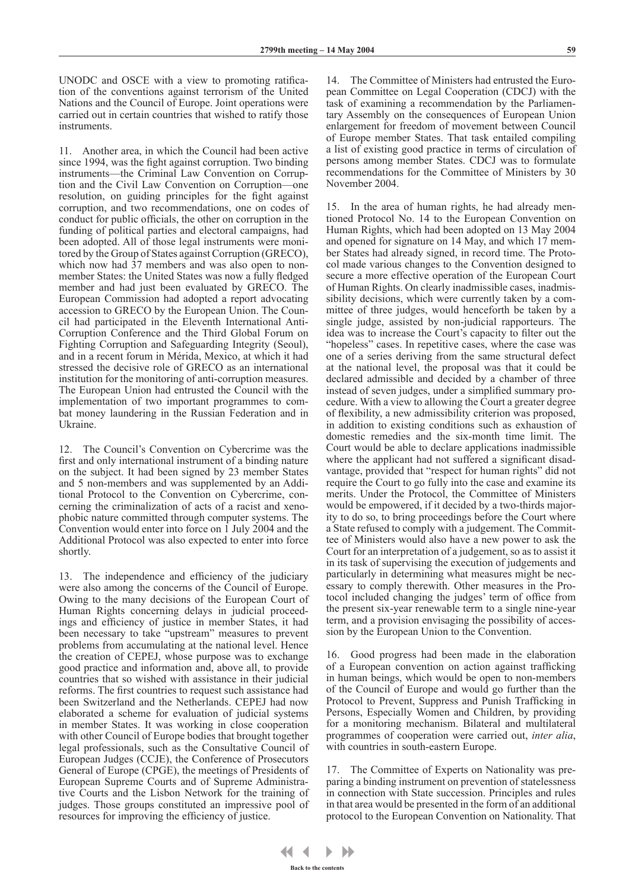UNODC and OSCE with a view to promoting ratification of the conventions against terrorism of the United Nations and the Council of Europe. Joint operations were carried out in certain countries that wished to ratify those instruments.

11. Another area, in which the Council had been active since 1994, was the fight against corruption. Two binding instruments—the Criminal Law Convention on Corruption and the Civil Law Convention on Corruption—one resolution, on guiding principles for the fight against corruption, and two recommendations, one on codes of conduct for public officials, the other on corruption in the funding of political parties and electoral campaigns, had been adopted. All of those legal instruments were monitored by the Group of States against Corruption (GRECO), which now had 37 members and was also open to non-member States: the United States was now a fully fledged member and had just been evaluated by GRECO. The European Commission had adopted a report advocating accession to GRECO by the European Union. The Council had participated in the Eleventh International Anti-Corruption Conference and the Third Global Forum on Fighting Corruption and Safeguarding Integrity (Seoul), and in a recent forum in Mérida, Mexico, at which it had stressed the decisive role of GRECO as an international institution for the monitoring of anti-corruption measures. The European Union had entrusted the Council with the implementation of two important programmes to combat money laundering in the Russian Federation and in Ukraine.

12. The Council's Convention on Cybercrime was the first and only international instrument of a binding nature on the subject. It had been signed by 23 member States and 5 non-members and was supplemented by an Additional Protocol to the Convention on Cybercrime, concerning the criminalization of acts of a racist and xenophobic nature committed through computer systems. The Convention would enter into force on 1 July 2004 and the Additional Protocol was also expected to enter into force shortly.

13. The independence and efficiency of the judiciary were also among the concerns of the Council of Europe. Owing to the many decisions of the European Court of Human Rights concerning delays in judicial proceedings and efficiency of justice in member States, it had been necessary to take "upstream" measures to prevent problems from accumulating at the national level. Hence the creation of CEPEJ, whose purpose was to exchange good practice and information and, above all, to provide countries that so wished with assistance in their judicial reforms. The first countries to request such assistance had been Switzerland and the Netherlands. CEPEJ had now elaborated a scheme for evaluation of judicial systems in member States. It was working in close cooperation with other Council of Europe bodies that brought together legal professionals, such as the Consultative Council of European Judges (CCJE), the Conference of Prosecutors General of Europe (CPGE), the meetings of Presidents of European Supreme Courts and of Supreme Administrative Courts and the Lisbon Network for the training of judges. Those groups constituted an impressive pool of resources for improving the efficiency of justice.

14. The Committee of Ministers had entrusted the European Committee on Legal Cooperation (CDCJ) with the task of examining a recommendation by the Parliamentary Assembly on the consequences of European Union enlargement for freedom of movement between Council of Europe member States. That task entailed compiling a list of existing good practice in terms of circulation of persons among member States. CDCJ was to formulate recommendations for the Committee of Ministers by 30 November 2004.

15. In the area of human rights, he had already mentioned Protocol No. 14 to the European Convention on Human Rights, which had been adopted on 13 May 2004 and opened for signature on 14 May, and which 17 member States had already signed, in record time. The Protocol made various changes to the Convention designed to secure a more effective operation of the European Court of Human Rights. On clearly inadmissible cases, inadmissibility decisions, which were currently taken by a committee of three judges, would henceforth be taken by a single judge, assisted by non-judicial rapporteurs. The idea was to increase the Court's capacity to filter out the "hopeless" cases. In repetitive cases, where the case was one of a series deriving from the same structural defect at the national level, the proposal was that it could be declared admissible and decided by a chamber of three instead of seven judges, under a simplified summary procedure. With a view to allowing the Court a greater degree of flexibility, a new admissibility criterion was proposed, in addition to existing conditions such as exhaustion of domestic remedies and the six-month time limit. The Court would be able to declare applications inadmissible where the applicant had not suffered a significant disadvantage, provided that "respect for human rights" did not require the Court to go fully into the case and examine its merits. Under the Protocol, the Committee of Ministers would be empowered, if it decided by a two-thirds majority to do so, to bring proceedings before the Court where a State refused to comply with a judgement. The Committee of Ministers would also have a new power to ask the Court for an interpretation of a judgement, so as to assist it in its task of supervising the execution of judgements and particularly in determining what measures might be necessary to comply therewith. Other measures in the Protocol included changing the judges' term of office from the present six-year renewable term to a single nine-year term, and a provision envisaging the possibility of accession by the European Union to the Convention.

16. Good progress had been made in the elaboration of a European convention on action against trafficking in human beings, which would be open to non-members of the Council of Europe and would go further than the Protocol to Prevent, Suppress and Punish Trafficking in Persons, Especially Women and Children, by providing for a monitoring mechanism. Bilateral and multilateral programmes of cooperation were carried out, *inter alia*, with countries in south-eastern Europe.

17. The Committee of Experts on Nationality was preparing a binding instrument on prevention of statelessness in connection with State succession. Principles and rules in that area would be presented in the form of an additional protocol to the European Convention on Nationality. That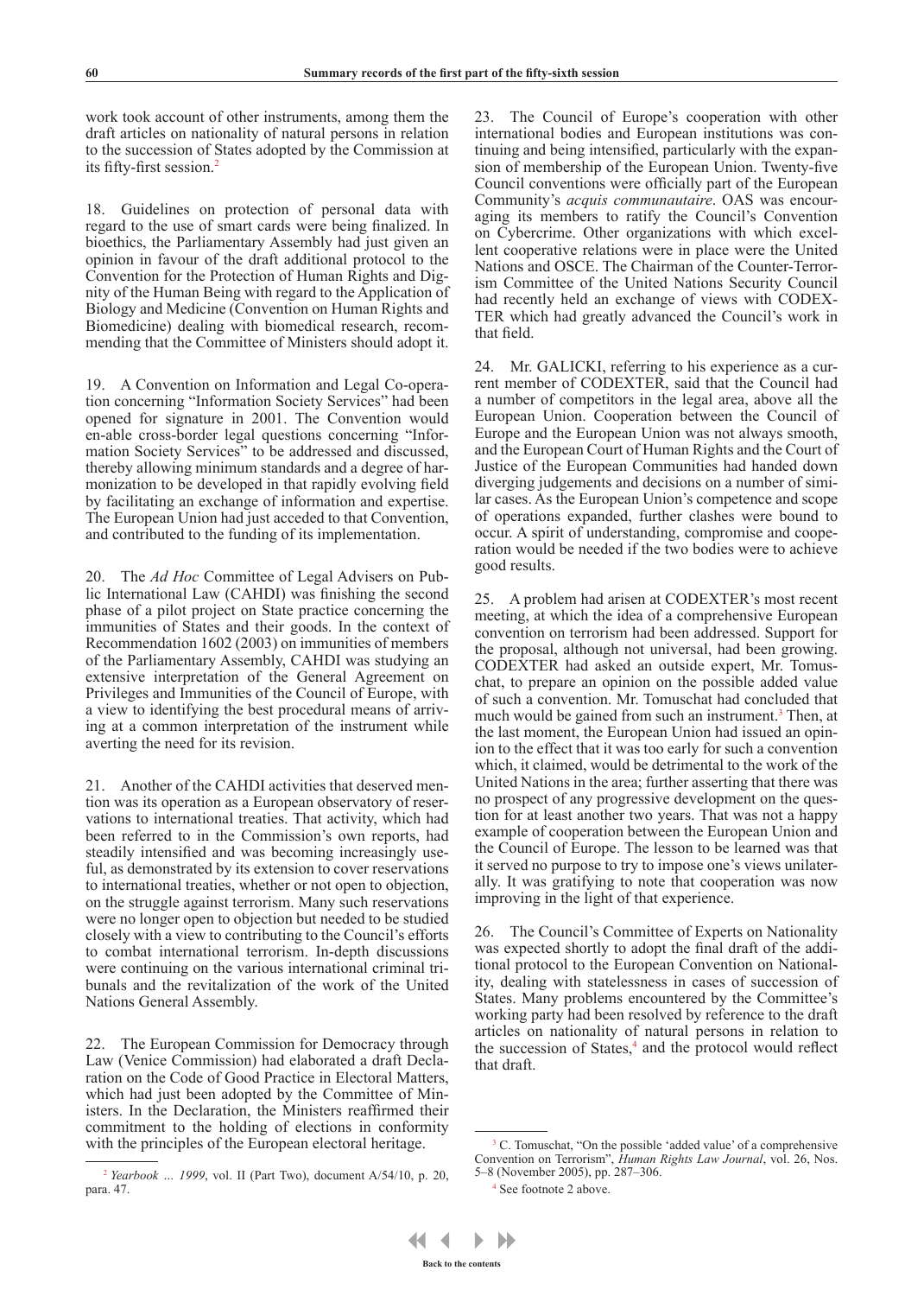work took account of other instruments, among them the draft articles on nationality of natural persons in relation to the succession of States adopted by the Commission at its fifty-first session.[2]

18. Guidelines on protection of personal data with regard to the use of smart cards were being finalized. In bioethics, the Parliamentary Assembly had just given an opinion in favour of the draft additional protocol to the Convention for the Protection of Human Rights and Dignity of the Human Being with regard to the Application of Biology and Medicine (Convention on Human Rights and Biomedicine) dealing with biomedical research, recommending that the Committee of Ministers should adopt it.

19. A Convention on Information and Legal Co-operation concerning "Information Society Services" had been opened for signature in 2001. The Convention would en-able cross-border legal questions concerning "Information Society Services" to be addressed and discussed, thereby allowing minimum standards and a degree of harmonization to be developed in that rapidly evolving field by facilitating an exchange of information and expertise. The European Union had just acceded to that Convention, and contributed to the funding of its implementation.

20. The *Ad Hoc* Committee of Legal Advisers on Public International Law (CAHDI) was finishing the second phase of a pilot project on State practice concerning the immunities of States and their goods. In the context of Recommendation 1602 (2003) on immunities of members of the Parliamentary Assembly, CAHDI was studying an extensive interpretation of the General Agreement on Privileges and Immunities of the Council of Europe, with a view to identifying the best procedural means of arriving at a common interpretation of the instrument while averting the need for its revision.

21. Another of the CAHDI activities that deserved mention was its operation as a European observatory of reservations to international treaties. That activity, which had been referred to in the Commission's own reports, had steadily intensified and was becoming increasingly useful, as demonstrated by its extension to cover reservations to international treaties, whether or not open to objection, on the struggle against terrorism. Many such reservations were no longer open to objection but needed to be studied closely with a view to contributing to the Council's efforts to combat international terrorism. In-depth discussions were continuing on the various international criminal tribunals and the revitalization of the work of the United Nations General Assembly.

22. The European Commission for Democracy through Law (Venice Commission) had elaborated a draft Declaration on the Code of Good Practice in Electoral Matters, which had just been adopted by the Committee of Ministers. In the Declaration, the Ministers reaffirmed their commitment to the holding of elections in conformity with the principles of the European electoral heritage.

23. The Council of Europe's cooperation with other international bodies and European institutions was continuing and being intensified, particularly with the expansion of membership of the European Union. Twenty-five Council conventions were officially part of the European Community's *acquis communautaire*. OAS was encouraging its members to ratify the Council's Convention on Cybercrime. Other organizations with which excellent cooperative relations were in place were the United Nations and OSCE. The Chairman of the Counter-Terrorism Committee of the United Nations Security Council had recently held an exchange of views with CODEXTER which had greatly advanced the Council's work in that field.

24. Mr. GALICKI, referring to his experience as a current member of CODEXTER, said that the Council had a number of competitors in the legal area, above all the European Union. Cooperation between the Council of Europe and the European Union was not always smooth, and the European Court of Human Rights and the Court of Justice of the European Communities had handed down diverging judgements and decisions on a number of similar cases. As the European Union's competence and scope of operations expanded, further clashes were bound to occur. A spirit of understanding, compromise and cooperation would be needed if the two bodies were to achieve good results.

25. A problem had arisen at CODEXTER's most recent meeting, at which the idea of a comprehensive European convention on terrorism had been addressed. Support for the proposal, although not universal, had been growing. CODEXTER had asked an outside expert, Mr. Tomuschat, to prepare an opinion on the possible added value of such a convention. Mr. Tomuschat had concluded that much would be gained from such an instrument.[3] Then, at the last moment, the European Union had issued an opinion to the effect that it was too early for such a convention which, it claimed, would be detrimental to the work of the United Nations in the area; further asserting that there was no prospect of any progressive development on the question for at least another two years. That was not a happy example of cooperation between the European Union and the Council of Europe. The lesson to be learned was that it served no purpose to try to impose one's views unilaterally. It was gratifying to note that cooperation was now improving in the light of that experience.

26. The Council's Committee of Experts on Nationality was expected shortly to adopt the final draft of the additional protocol to the European Convention on Nationality, dealing with statelessness in cases of succession of States. Many problems encountered by the Committee's working party had been resolved by reference to the draft articles on nationality of natural persons in relation to the succession of States,[4] and the protocol would reflect that draft.

---

[2] *Yearbook ... 1999*, vol. II (Part Two), document A/54/10, p. 20, para. 47.

[3] C. Tomuschat, "On the possible 'added value' of a comprehensive Convention on Terrorism", *Human Rights Law Journal*, vol. 26, Nos. 5–8 (November 2005), pp. 287–306.

[4] See footnote 2 above.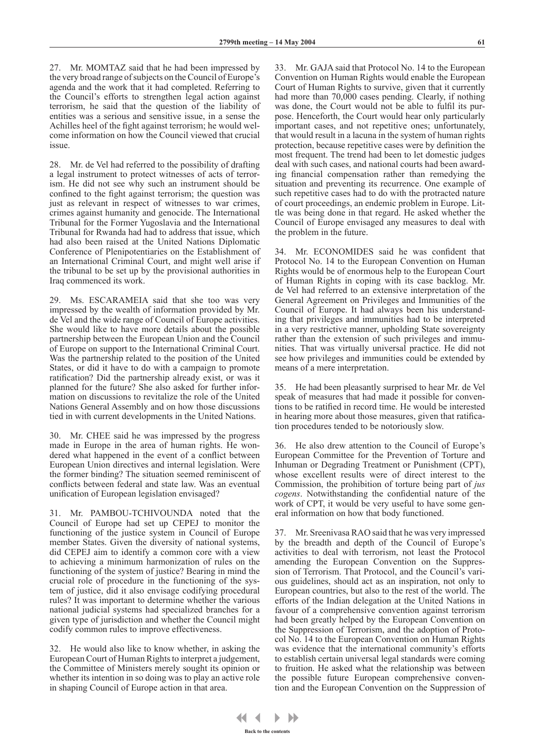27. Mr. MOMTAZ said that he had been impressed by the very broad range of subjects on the Council of Europe's agenda and the work that it had completed. Referring to the Council's efforts to strengthen legal action against terrorism, he said that the question of the liability of entities was a serious and sensitive issue, in a sense the Achilles heel of the fight against terrorism; he would welcome information on how the Council viewed that crucial issue.

28. Mr. de Vel had referred to the possibility of drafting a legal instrument to protect witnesses of acts of terrorism. He did not see why such an instrument should be confined to the fight against terrorism; the question was just as relevant in respect of witnesses to war crimes, crimes against humanity and genocide. The International Tribunal for the Former Yugoslavia and the International Tribunal for Rwanda had had to address that issue, which had also been raised at the United Nations Diplomatic Conference of Plenipotentiaries on the Establishment of an International Criminal Court, and might well arise if the tribunal to be set up by the provisional authorities in Iraq commenced its work.

29. Ms. ESCARAMEIA said that she too was very impressed by the wealth of information provided by Mr. de Vel and the wide range of Council of Europe activities. She would like to have more details about the possible partnership between the European Union and the Council of Europe on support to the International Criminal Court. Was the partnership related to the position of the United States, or did it have to do with a campaign to promote ratification? Did the partnership already exist, or was it planned for the future? She also asked for further information on discussions to revitalize the role of the United Nations General Assembly and on how those discussions tied in with current developments in the United Nations.

30. Mr. CHEE said he was impressed by the progress made in Europe in the area of human rights. He wondered what happened in the event of a conflict between European Union directives and internal legislation. Were the former binding? The situation seemed reminiscent of conflicts between federal and state law. Was an eventual unification of European legislation envisaged?

31. Mr. PAMBOU-TCHIVOUNDA noted that the Council of Europe had set up CEPEJ to monitor the functioning of the justice system in Council of Europe member States. Given the diversity of national systems, did CEPEJ aim to identify a common core with a view to achieving a minimum harmonization of rules on the functioning of the system of justice? Bearing in mind the crucial role of procedure in the functioning of the system of justice, did it also envisage codifying procedural rules? It was important to determine whether the various national judicial systems had specialized branches for a given type of jurisdiction and whether the Council might codify common rules to improve effectiveness.

32. He would also like to know whether, in asking the European Court of Human Rights to interpret a judgement, the Committee of Ministers merely sought its opinion or whether its intention in so doing was to play an active role in shaping Council of Europe action in that area.

33. Mr. GAJA said that Protocol No. 14 to the European Convention on Human Rights would enable the European Court of Human Rights to survive, given that it currently had more than 70,000 cases pending. Clearly, if nothing was done, the Court would not be able to fulfil its purpose. Henceforth, the Court would hear only particularly important cases, and not repetitive ones; unfortunately, that would result in a lacuna in the system of human rights protection, because repetitive cases were by definition the most frequent. The trend had been to let domestic judges deal with such cases, and national courts had been awarding financial compensation rather than remedying the situation and preventing its recurrence. One example of such repetitive cases had to do with the protracted nature of court proceedings, an endemic problem in Europe. Little was being done in that regard. He asked whether the Council of Europe envisaged any measures to deal with the problem in the future.

34. Mr. ECONOMIDES said he was confident that Protocol No. 14 to the European Convention on Human Rights would be of enormous help to the European Court of Human Rights in coping with its case backlog. Mr. de Vel had referred to an extensive interpretation of the General Agreement on Privileges and Immunities of the Council of Europe. It had always been his understanding that privileges and immunities had to be interpreted in a very restrictive manner, upholding State sovereignty rather than the extension of such privileges and immunities. That was virtually universal practice. He did not see how privileges and immunities could be extended by means of a mere interpretation.

35. He had been pleasantly surprised to hear Mr. de Vel speak of measures that had made it possible for conventions to be ratified in record time. He would be interested in hearing more about those measures, given that ratification procedures tended to be notoriously slow.

36. He also drew attention to the Council of Europe's European Committee for the Prevention of Torture and Inhuman or Degrading Treatment or Punishment (CPT), whose excellent results were of direct interest to the Commission, the prohibition of torture being part of *jus cogens*. Notwithstanding the confidential nature of the work of CPT, it would be very useful to have some general information on how that body functioned.

37. Mr. Sreenivasa RAO said that he was very impressed by the breadth and depth of the Council of Europe's activities to deal with terrorism, not least the Protocol amending the European Convention on the Suppression of Terrorism. That Protocol, and the Council's various guidelines, should act as an inspiration, not only to European countries, but also to the rest of the world. The efforts of the Indian delegation at the United Nations in favour of a comprehensive convention against terrorism had been greatly helped by the European Convention on the Suppression of Terrorism, and the adoption of Protocol No. 14 to the European Convention on Human Rights was evidence that the international community's efforts to establish certain universal legal standards were coming to fruition. He asked what the relationship was between the possible future European comprehensive convention and the European Convention on the Suppression of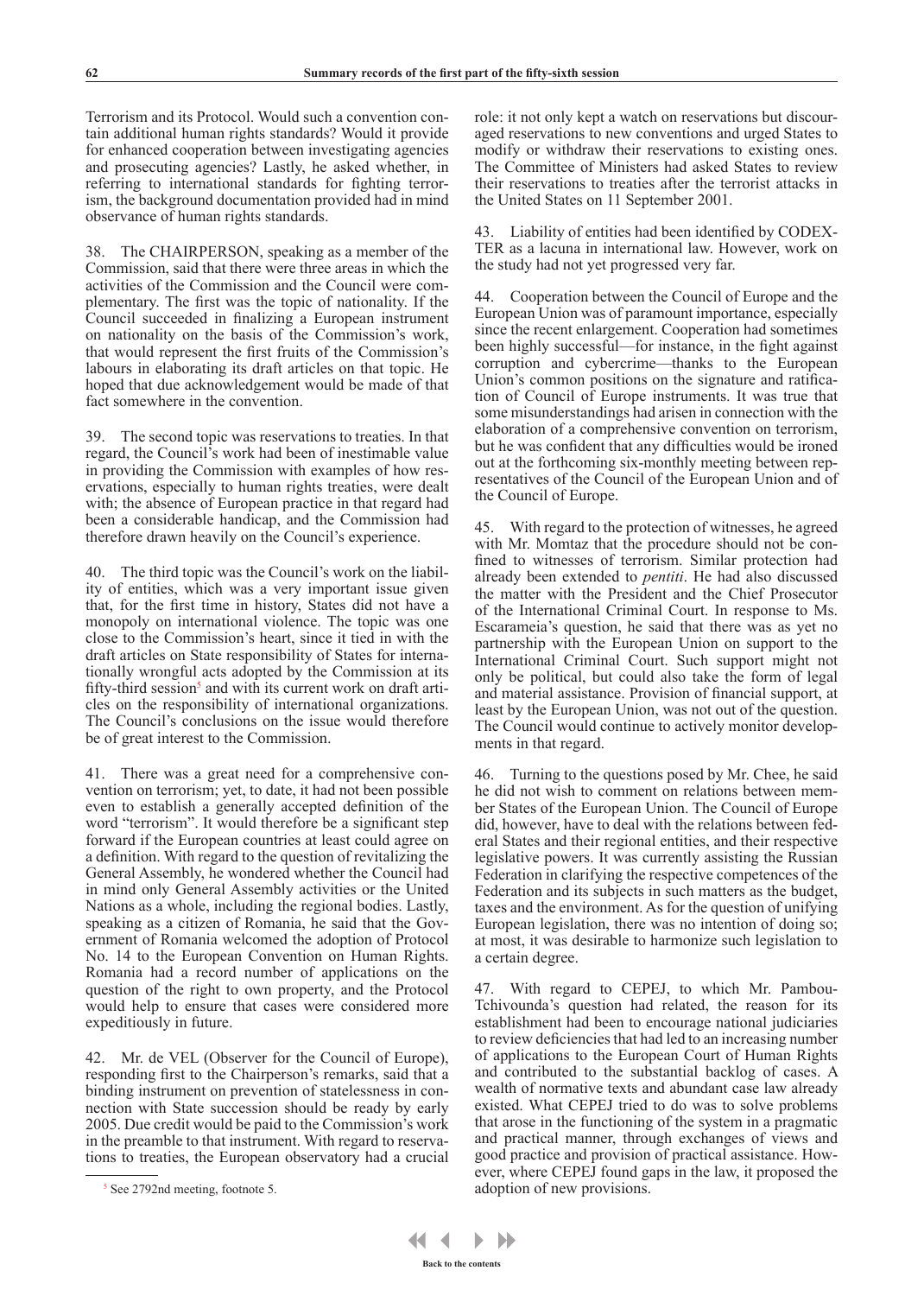Terrorism and its Protocol. Would such a convention contain additional human rights standards? Would it provide for enhanced cooperation between investigating agencies and prosecuting agencies? Lastly, he asked whether, in referring to international standards for fighting terrorism, the background documentation provided had in mind observance of human rights standards.

38. The CHAIRPERSON, speaking as a member of the Commission, said that there were three areas in which the activities of the Commission and the Council were complementary. The first was the topic of nationality. If the Council succeeded in finalizing a European instrument on nationality on the basis of the Commission's work, that would represent the first fruits of the Commission's labours in elaborating its draft articles on that topic. He hoped that due acknowledgement would be made of that fact somewhere in the convention.

39. The second topic was reservations to treaties. In that regard, the Council's work had been of inestimable value in providing the Commission with examples of how reservations, especially to human rights treaties, were dealt with; the absence of European practice in that regard had been a considerable handicap, and the Commission had therefore drawn heavily on the Council's experience.

40. The third topic was the Council's work on the liability of entities, which was a very important issue given that, for the first time in history, States did not have a monopoly on international violence. The topic was one close to the Commission's heart, since it tied in with the draft articles on State responsibility of States for internationally wrongful acts adopted by the Commission at its fifty-third session[5] and with its current work on draft articles on the responsibility of international organizations. The Council's conclusions on the issue would therefore be of great interest to the Commission.

41. There was a great need for a comprehensive convention on terrorism; yet, to date, it had not been possible even to establish a generally accepted definition of the word "terrorism". It would therefore be a significant step forward if the European countries at least could agree on a definition. With regard to the question of revitalizing the General Assembly, he wondered whether the Council had in mind only General Assembly activities or the United Nations as a whole, including the regional bodies. Lastly, speaking as a citizen of Romania, he said that the Government of Romania welcomed the adoption of Protocol No. 14 to the European Convention on Human Rights. Romania had a record number of applications on the question of the right to own property, and the Protocol would help to ensure that cases were considered more expeditiously in future.

42. Mr. de VEL (Observer for the Council of Europe), responding first to the Chairperson's remarks, said that a binding instrument on prevention of statelessness in connection with State succession should be ready by early 2005. Due credit would be paid to the Commission's work in the preamble to that instrument. With regard to reservations to treaties, the European observatory had a crucial role: it not only kept a watch on reservations but discouraged reservations to new conventions and urged States to modify or withdraw their reservations to existing ones. The Committee of Ministers had asked States to review their reservations to treaties after the terrorist attacks in the United States on 11 September 2001.

43. Liability of entities had been identified by CODEXTER as a lacuna in international law. However, work on the study had not yet progressed very far.

44. Cooperation between the Council of Europe and the European Union was of paramount importance, especially since the recent enlargement. Cooperation had sometimes been highly successful—for instance, in the fight against corruption and cybercrime—thanks to the European Union's common positions on the signature and ratification of Council of Europe instruments. It was true that some misunderstandings had arisen in connection with the elaboration of a comprehensive convention on terrorism, but he was confident that any difficulties would be ironed out at the forthcoming six-monthly meeting between representatives of the Council of the European Union and of the Council of Europe.

45. With regard to the protection of witnesses, he agreed with Mr. Momtaz that the procedure should not be confined to witnesses of terrorism. Similar protection had already been extended to *pentiti*. He had also discussed the matter with the President and the Chief Prosecutor of the International Criminal Court. In response to Ms. Escarameia's question, he said that there was as yet no partnership with the European Union on support to the International Criminal Court. Such support might not only be political, but could also take the form of legal and material assistance. Provision of financial support, at least by the European Union, was not out of the question. The Council would continue to actively monitor developments in that regard.

46. Turning to the questions posed by Mr. Chee, he said he did not wish to comment on relations between member States of the European Union. The Council of Europe did, however, have to deal with the relations between federal States and their regional entities, and their respective legislative powers. It was currently assisting the Russian Federation in clarifying the respective competences of the Federation and its subjects in such matters as the budget, taxes and the environment. As for the question of unifying European legislation, there was no intention of doing so; at most, it was desirable to harmonize such legislation to a certain degree.

47. With regard to CEPEJ, to which Mr. Pambou-Tchivounda's question had related, the reason for its establishment had been to encourage national judiciaries to review deficiencies that had led to an increasing number of applications to the European Court of Human Rights and contributed to the substantial backlog of cases. A wealth of normative texts and abundant case law already existed. What CEPEJ tried to do was to solve problems that arose in the functioning of the system in a pragmatic and practical manner, through exchanges of views and good practice and provision of practical assistance. However, where CEPEJ found gaps in the law, it proposed the adoption of new provisions.

[5] See 2792nd meeting, footnote 5.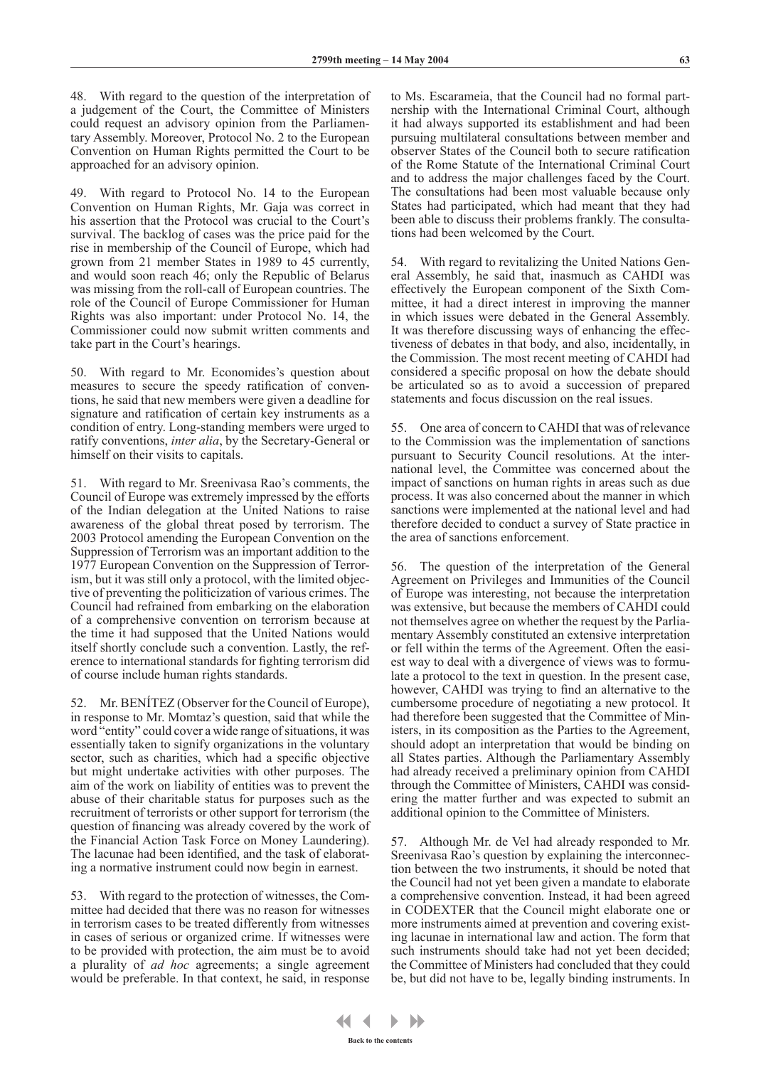48. With regard to the question of the interpretation of a judgement of the Court, the Committee of Ministers could request an advisory opinion from the Parliamentary Assembly. Moreover, Protocol No. 2 to the European Convention on Human Rights permitted the Court to be approached for an advisory opinion.

49. With regard to Protocol No. 14 to the European Convention on Human Rights, Mr. Gaja was correct in his assertion that the Protocol was crucial to the Court's survival. The backlog of cases was the price paid for the rise in membership of the Council of Europe, which had grown from 21 member States in 1989 to 45 currently, and would soon reach 46; only the Republic of Belarus was missing from the roll-call of European countries. The role of the Council of Europe Commissioner for Human Rights was also important: under Protocol No. 14, the Commissioner could now submit written comments and take part in the Court's hearings.

50. With regard to Mr. Economides's question about measures to secure the speedy ratification of conventions, he said that new members were given a deadline for signature and ratification of certain key instruments as a condition of entry. Long-standing members were urged to ratify conventions, *inter alia*, by the Secretary-General or himself on their visits to capitals.

51. With regard to Mr. Sreenivasa Rao's comments, the Council of Europe was extremely impressed by the efforts of the Indian delegation at the United Nations to raise awareness of the global threat posed by terrorism. The 2003 Protocol amending the European Convention on the Suppression of Terrorism was an important addition to the 1977 European Convention on the Suppression of Terrorism, but it was still only a protocol, with the limited objective of preventing the politicization of various crimes. The Council had refrained from embarking on the elaboration of a comprehensive convention on terrorism because at the time it had supposed that the United Nations would itself shortly conclude such a convention. Lastly, the reference to international standards for fighting terrorism did of course include human rights standards.

52. Mr. BENÍTEZ (Observer for the Council of Europe), in response to Mr. Momtaz's question, said that while the word "entity" could cover a wide range of situations, it was essentially taken to signify organizations in the voluntary sector, such as charities, which had a specific objective but might undertake activities with other purposes. The aim of the work on liability of entities was to prevent the abuse of their charitable status for purposes such as the recruitment of terrorists or other support for terrorism (the question of financing was already covered by the work of the Financial Action Task Force on Money Laundering). The lacunae had been identified, and the task of elaborating a normative instrument could now begin in earnest.

53. With regard to the protection of witnesses, the Committee had decided that there was no reason for witnesses in terrorism cases to be treated differently from witnesses in cases of serious or organized crime. If witnesses were to be provided with protection, the aim must be to avoid a plurality of *ad hoc* agreements; a single agreement would be preferable. In that context, he said, in response to Ms. Escarameia, that the Council had no formal partnership with the International Criminal Court, although it had always supported its establishment and had been pursuing multilateral consultations between member and observer States of the Council both to secure ratification of the Rome Statute of the International Criminal Court and to address the major challenges faced by the Court. The consultations had been most valuable because only States had participated, which had meant that they had been able to discuss their problems frankly. The consultations had been welcomed by the Court.

54. With regard to revitalizing the United Nations General Assembly, he said that, inasmuch as CAHDI was effectively the European component of the Sixth Committee, it had a direct interest in improving the manner in which issues were debated in the General Assembly. It was therefore discussing ways of enhancing the effectiveness of debates in that body, and also, incidentally, in the Commission. The most recent meeting of CAHDI had considered a specific proposal on how the debate should be articulated so as to avoid a succession of prepared statements and focus discussion on the real issues.

55. One area of concern to CAHDI that was of relevance to the Commission was the implementation of sanctions pursuant to Security Council resolutions. At the international level, the Committee was concerned about the impact of sanctions on human rights in areas such as due process. It was also concerned about the manner in which sanctions were implemented at the national level and had therefore decided to conduct a survey of State practice in the area of sanctions enforcement.

56. The question of the interpretation of the General Agreement on Privileges and Immunities of the Council of Europe was interesting, not because the interpretation was extensive, but because the members of CAHDI could not themselves agree on whether the request by the Parliamentary Assembly constituted an extensive interpretation or fell within the terms of the Agreement. Often the easiest way to deal with a divergence of views was to formulate a protocol to the text in question. In the present case, however, CAHDI was trying to find an alternative to the cumbersome procedure of negotiating a new protocol. It had therefore been suggested that the Committee of Ministers, in its composition as the Parties to the Agreement, should adopt an interpretation that would be binding on all States parties. Although the Parliamentary Assembly had already received a preliminary opinion from CAHDI through the Committee of Ministers, CAHDI was considering the matter further and was expected to submit an additional opinion to the Committee of Ministers.

57. Although Mr. de Vel had already responded to Mr. Sreenivasa Rao's question by explaining the interconnection between the two instruments, it should be noted that the Council had not yet been given a mandate to elaborate a comprehensive convention. Instead, it had been agreed in CODEXTER that the Council might elaborate one or more instruments aimed at prevention and covering existing lacunae in international law and action. The form that such instruments should take had not yet been decided; the Committee of Ministers had concluded that they could be, but did not have to be, legally binding instruments. In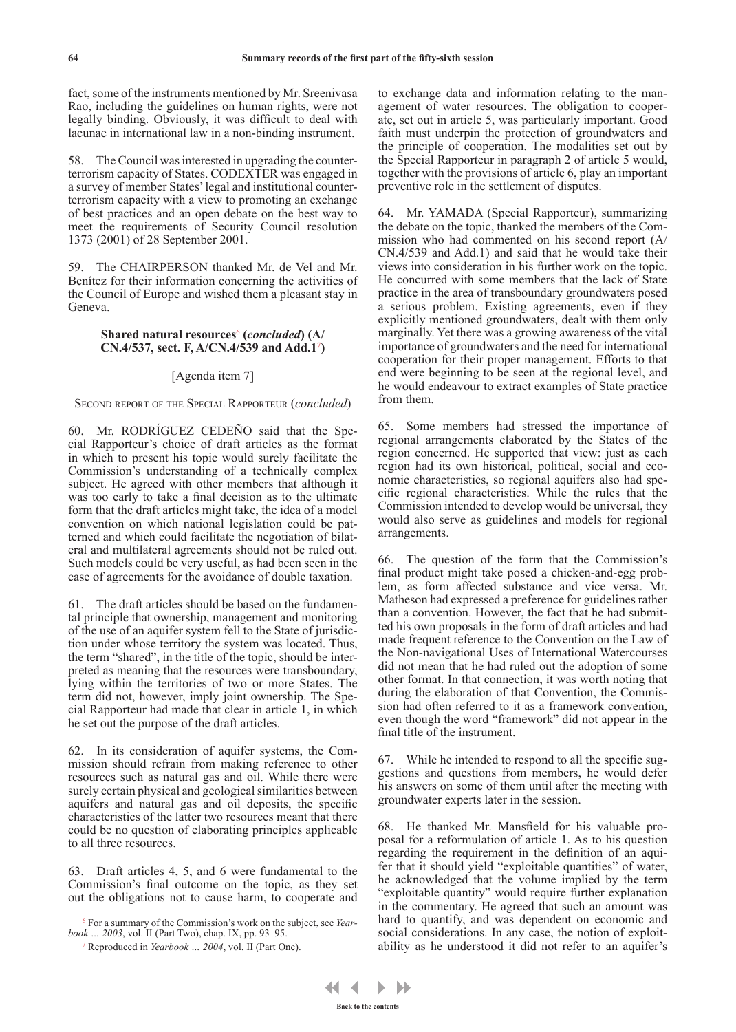fact, some of the instruments mentioned by Mr. Sreenivasa Rao, including the guidelines on human rights, were not legally binding. Obviously, it was difficult to deal with lacunae in international law in a non-binding instrument.

58. The Council was interested in upgrading the counter-terrorism capacity of States. CODEXTER was engaged in a survey of member States' legal and institutional counter-terrorism capacity with a view to promoting an exchange of best practices and an open debate on the best way to meet the requirements of Security Council resolution 1373 (2001) of 28 September 2001.

59. The CHAIRPERSON thanked Mr. de Vel and Mr. Benítez for their information concerning the activities of the Council of Europe and wished them a pleasant stay in Geneva.

### Shared natural resources[6] (*concluded*) (A/CN.4/537, sect. F, A/CN.4/539 and Add.1[7])

[Agenda item 7]

Second report of the Special Rapporteur (*concluded*)

60. Mr. RODRÍGUEZ CEDEÑO said that the Special Rapporteur's choice of draft articles as the format in which to present his topic would surely facilitate the Commission's understanding of a technically complex subject. He agreed with other members that although it was too early to take a final decision as to the ultimate form that the draft articles might take, the idea of a model convention on which national legislation could be patterned and which could facilitate the negotiation of bilateral and multilateral agreements should not be ruled out. Such models could be very useful, as had been seen in the case of agreements for the avoidance of double taxation.

61. The draft articles should be based on the fundamental principle that ownership, management and monitoring of the use of an aquifer system fell to the State of jurisdiction under whose territory the system was located. Thus, the term "shared", in the title of the topic, should be interpreted as meaning that the resources were transboundary, lying within the territories of two or more States. The term did not, however, imply joint ownership. The Special Rapporteur had made that clear in article 1, in which he set out the purpose of the draft articles.

62. In its consideration of aquifer systems, the Commission should refrain from making reference to other resources such as natural gas and oil. While there were surely certain physical and geological similarities between aquifers and natural gas and oil deposits, the specific characteristics of the latter two resources meant that there could be no question of elaborating principles applicable to all three resources.

63. Draft articles 4, 5, and 6 were fundamental to the Commission's final outcome on the topic, as they set out the obligations not to cause harm, to cooperate and to exchange data and information relating to the management of water resources. The obligation to cooperate, set out in article 5, was particularly important. Good faith must underpin the protection of groundwaters and the principle of cooperation. The modalities set out by the Special Rapporteur in paragraph 2 of article 5 would, together with the provisions of article 6, play an important preventive role in the settlement of disputes.

64. Mr. YAMADA (Special Rapporteur), summarizing the debate on the topic, thanked the members of the Commission who had commented on his second report (A/CN.4/539 and Add.1) and said that he would take their views into consideration in his further work on the topic. He concurred with some members that the lack of State practice in the area of transboundary groundwaters posed a serious problem. Existing agreements, even if they explicitly mentioned groundwaters, dealt with them only marginally. Yet there was a growing awareness of the vital importance of groundwaters and the need for international cooperation for their proper management. Efforts to that end were beginning to be seen at the regional level, and he would endeavour to extract examples of State practice from them.

65. Some members had stressed the importance of regional arrangements elaborated by the States of the region concerned. He supported that view: just as each region had its own historical, political, social and economic characteristics, so regional aquifers also had specific regional characteristics. While the rules that the Commission intended to develop would be universal, they would also serve as guidelines and models for regional arrangements.

66. The question of the form that the Commission's final product might take posed a chicken-and-egg problem, as form affected substance and vice versa. Mr. Matheson had expressed a preference for guidelines rather than a convention. However, the fact that he had submitted his own proposals in the form of draft articles and had made frequent reference to the Convention on the Law of the Non-navigational Uses of International Watercourses did not mean that he had ruled out the adoption of some other format. In that connection, it was worth noting that during the elaboration of that Convention, the Commission had often referred to it as a framework convention, even though the word "framework" did not appear in the final title of the instrument.

67. While he intended to respond to all the specific suggestions and questions from members, he would defer his answers on some of them until after the meeting with groundwater experts later in the session.

68. He thanked Mr. Mansfield for his valuable proposal for a reformulation of article 1. As to his question regarding the requirement in the definition of an aquifer that it should yield "exploitable quantities" of water, he acknowledged that the volume implied by the term "exploitable quantity" would require further explanation in the commentary. He agreed that such an amount was hard to quantify, and was dependent on economic and social considerations. In any case, the notion of exploitability as he understood it did not refer to an aquifer's

---

[6] For a summary of the Commission's work on the subject, see *Yearbook … 2003*, vol. II (Part Two), chap. IX, pp. 93–95.

[7] Reproduced in *Yearbook … 2004*, vol. II (Part One).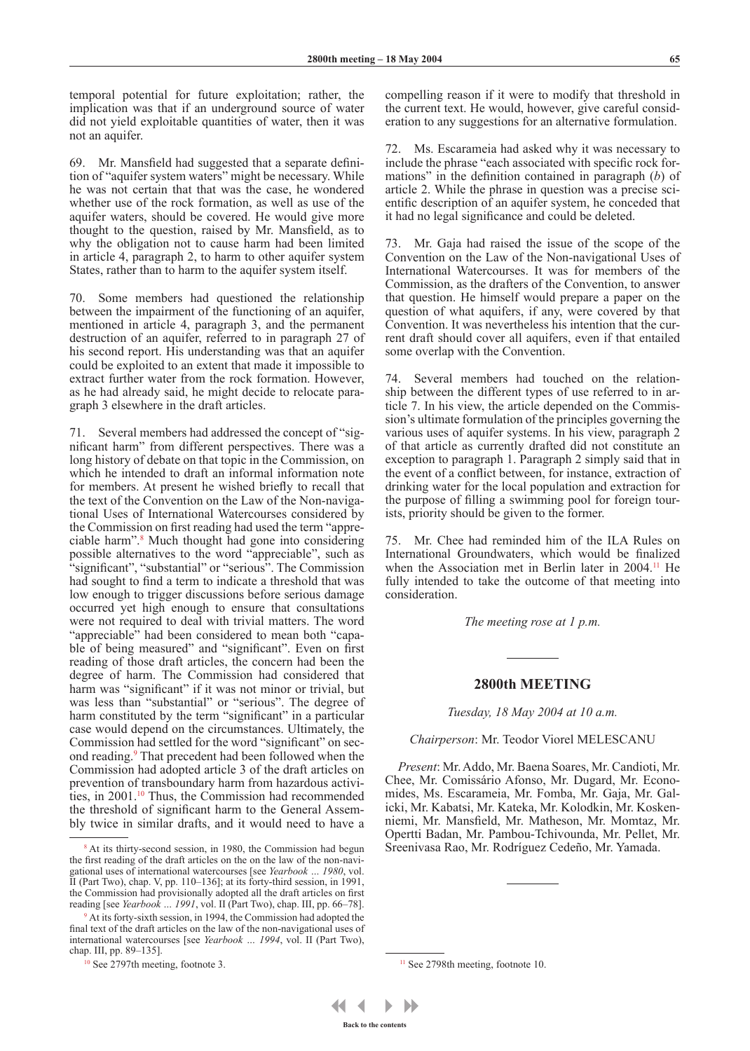temporal potential for future exploitation; rather, the implication was that if an underground source of water did not yield exploitable quantities of water, then it was not an aquifer.

69. Mr. Mansfield had suggested that a separate definition of "aquifer system waters" might be necessary. While he was not certain that that was the case, he wondered whether use of the rock formation, as well as use of the aquifer waters, should be covered. He would give more thought to the question, raised by Mr. Mansfield, as to why the obligation not to cause harm had been limited in article 4, paragraph 2, to harm to other aquifer system States, rather than to harm to the aquifer system itself.

70. Some members had questioned the relationship between the impairment of the functioning of an aquifer, mentioned in article 4, paragraph 3, and the permanent destruction of an aquifer, referred to in paragraph 27 of his second report. His understanding was that an aquifer could be exploited to an extent that made it impossible to extract further water from the rock formation. However, as he had already said, he might decide to relocate paragraph 3 elsewhere in the draft articles.

71. Several members had addressed the concept of "significant harm" from different perspectives. There was a long history of debate on that topic in the Commission, on which he intended to draft an informal information note for members. At present he wished briefly to recall that the text of the Convention on the Law of the Non-navigational Uses of International Watercourses considered by the Commission on first reading had used the term "appreciable harm".[8] Much thought had gone into considering possible alternatives to the word "appreciable", such as "significant", "substantial" or "serious". The Commission had sought to find a term to indicate a threshold that was low enough to trigger discussions before serious damage occurred yet high enough to ensure that consultations were not required to deal with trivial matters. The word "appreciable" had been considered to mean both "capable of being measured" and "significant". Even on first reading of those draft articles, the concern had been the degree of harm. The Commission had considered that harm was "significant" if it was not minor or trivial, but was less than "substantial" or "serious". The degree of harm constituted by the term "significant" in a particular case would depend on the circumstances. Ultimately, the Commission had settled for the word "significant" on second reading.[9] That precedent had been followed when the Commission had adopted article 3 of the draft articles on prevention of transboundary harm from hazardous activities, in 2001.[10] Thus, the Commission had recommended the threshold of significant harm to the General Assembly twice in similar drafts, and it would need to have a compelling reason if it were to modify that threshold in the current text. He would, however, give careful consideration to any suggestions for an alternative formulation.

72. Ms. Escarameia had asked why it was necessary to include the phrase "each associated with specific rock formations" in the definition contained in paragraph (*b*) of article 2. While the phrase in question was a precise scientific description of an aquifer system, he conceded that it had no legal significance and could be deleted.

73. Mr. Gaja had raised the issue of the scope of the Convention on the Law of the Non-navigational Uses of International Watercourses. It was for members of the Commission, as the drafters of the Convention, to answer that question. He himself would prepare a paper on the question of what aquifers, if any, were covered by that Convention. It was nevertheless his intention that the current draft should cover all aquifers, even if that entailed some overlap with the Convention.

74. Several members had touched on the relationship between the different types of use referred to in article 7. In his view, the article depended on the Commission's ultimate formulation of the principles governing the various uses of aquifer systems. In his view, paragraph 2 of that article as currently drafted did not constitute an exception to paragraph 1. Paragraph 2 simply said that in the event of a conflict between, for instance, extraction of drinking water for the local population and extraction for the purpose of filling a swimming pool for foreign tourists, priority should be given to the former.

75. Mr. Chee had reminded him of the ILA Rules on International Groundwaters, which would be finalized when the Association met in Berlin later in 2004.[11] He fully intended to take the outcome of that meeting into consideration.

*The meeting rose at 1 p.m.*

---

[8] At its thirty-second session, in 1980, the Commission had begun the first reading of the draft articles on the on the law of the non-navigational uses of international watercourses [see *Yearbook ... 1980*, vol. II (Part Two), chap. V, pp. 110–136]; at its forty-third session, in 1991, the Commission had provisionally adopted all the draft articles on first reading [see *Yearbook ... 1991*, vol. II (Part Two), chap. III, pp. 66–78].

[9] At its forty-sixth session, in 1994, the Commission had adopted the final text of the draft articles on the law of the non-navigational uses of international watercourses [see *Yearbook ... 1994*, vol. II (Part Two), chap. III, pp. 89–135].

[10] See 2797th meeting, footnote 3.

[11] See 2798th meeting, footnote 10.

## 2800th MEETING

*Tuesday, 18 May 2004 at 10 a.m.*

*Chairperson*: Mr. Teodor Viorel MELESCANU

*Present*: Mr. Addo, Mr. Baena Soares, Mr. Candioti, Mr. Chee, Mr. Comissário Afonso, Mr. Dugard, Mr. Economides, Ms. Escarameia, Mr. Fomba, Mr. Gaja, Mr. Galicki, Mr. Kabatsi, Mr. Kateka, Mr. Kolodkin, Mr. Koskenniemi, Mr. Mansfield, Mr. Matheson, Mr. Momtaz, Mr. Opertti Badan, Mr. Pambou-Tchivounda, Mr. Pellet, Mr. Sreenivasa Rao, Mr. Rodríguez Cedeño, Mr. Yamada.